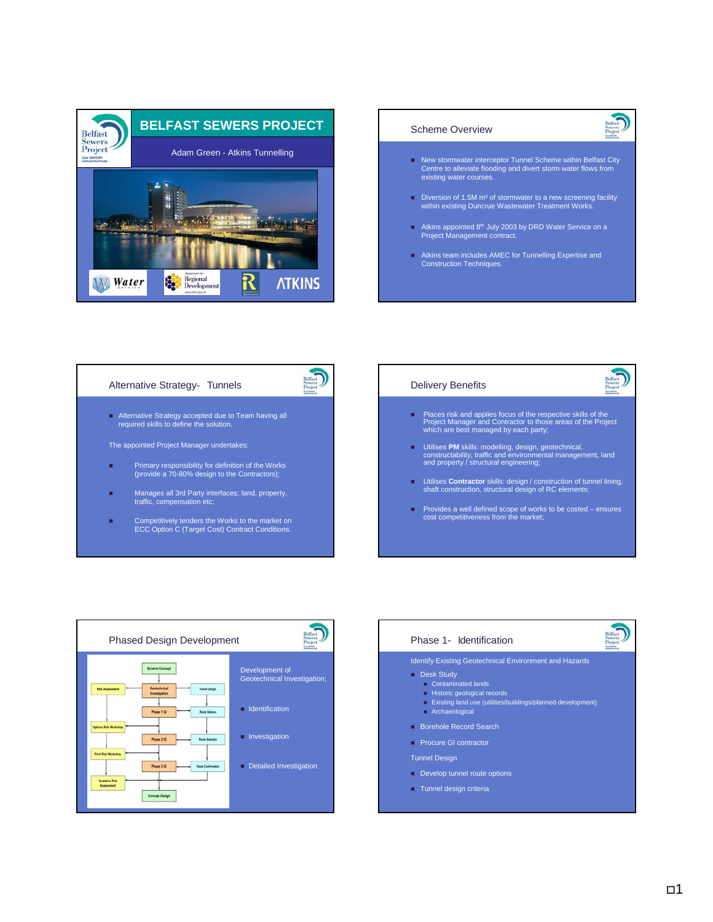# BELFAST SEWERS PROJECT

Adam Green - Atkins Tunnelling

Water Service | Regional Development | ATKINS

## Scheme Overview

- New stormwater interceptor Tunnel Scheme within Belfast City Centre to alleviate flooding and divert storm water flows from existing water courses.
- Diversion of 1.5M m³ of stormwater to a new screening facility within existing Duncrue Wastewater Treatment Works.
- Atkins appointed 8th July 2003 by DRD Water Service on a Project Management contract.
- Atkins team includes AMEC for Tunnelling Expertise and Construction Techniques.

## Alternative Strategy- Tunnels

- Alternative Strategy accepted due to Team having all required skills to define the solution.

The appointed Project Manager undertakes:

- Primary responsibility for definition of the Works (provide a 70-80% design to the Contractors);
- Manages all 3rd Party interfaces; land, property, traffic, compensation etc;
- Competitively tenders the Works to the market on ECC Option C (Target Cost) Contract Conditions.

## Delivery Benefits

- Places risk and applies focus of the respective skills of the Project Manager and Contractor to those areas of the Project which are best managed by each party;
- Utilises **PM** skills: modelling, design, geotechnical, constructability, traffic and environmental management, land and property / structural engineering;
- Utilises **Contractor** skills: design / construction of tunnel lining, shaft construction, structural design of RC elements;
- Provides a well defined scope of works to be costed – ensures cost competitiveness from the market;

## Phased Design Development

Scheme Concept → Geotechnical Investigation → Phase 1 GI → Phase 2 GI → Phase 3 GI → Concept Design

Risk Assessment; Options Risk Workshop; Final Risk Workshop; Qualitative Risk Assessment

Tunnel Design; Route Options; Route Selection; Route Confirmation

Development of Geotechnical Investigation;

- Identification
- Investigation
- Detailed Investigation

## Phase 1- Identification

Identify Existing Geotechnical Environment and Hazards

- Desk Study
  - Contaminated lands
  - Historic geological records
  - Existing land use (utilities/buildings/planned development)
  - Archaeological
- Borehole Record Search
- Procure GI contractor

Tunnel Design

- Develop tunnel route options
- Tunnel design criteria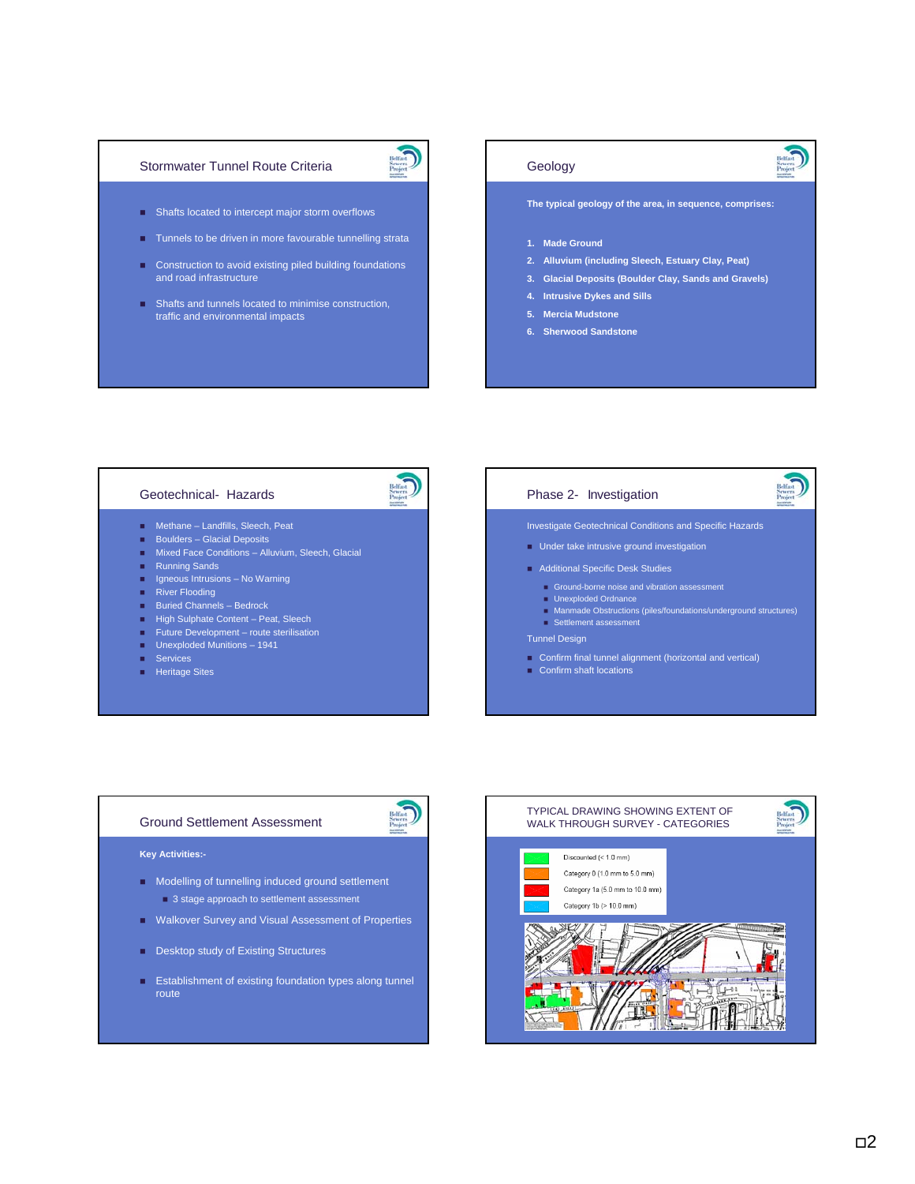## Stormwater Tunnel Route Criteria

- Shafts located to intercept major storm overflows
- Tunnels to be driven in more favourable tunnelling strata
- Construction to avoid existing piled building foundations and road infrastructure
- Shafts and tunnels located to minimise construction, traffic and environmental impacts

## Geology

**The typical geology of the area, in sequence, comprises:**

1. **Made Ground**
2. **Alluvium (including Sleech, Estuary Clay, Peat)**
3. **Glacial Deposits (Boulder Clay, Sands and Gravels)**
4. **Intrusive Dykes and Sills**
5. **Mercia Mudstone**
6. **Sherwood Sandstone**

## Geotechnical- Hazards

- Methane – Landfills, Sleech, Peat
- Boulders – Glacial Deposits
- Mixed Face Conditions – Alluvium, Sleech, Glacial
- Running Sands
- Igneous Intrusions – No Warning
- River Flooding
- Buried Channels – Bedrock
- High Sulphate Content – Peat, Sleech
- Future Development – route sterilisation
- Unexploded Munitions – 1941
- Services
- Heritage Sites

## Phase 2- Investigation

Investigate Geotechnical Conditions and Specific Hazards

- Under take intrusive ground investigation
- Additional Specific Desk Studies
  - Ground-borne noise and vibration assessment
  - Unexploded Ordnance
  - Manmade Obstructions (piles/foundations/underground structures)
  - Settlement assessment

Tunnel Design

- Confirm final tunnel alignment (horizontal and vertical)
- Confirm shaft locations

## Ground Settlement Assessment

**Key Activities:-**

- Modelling of tunnelling induced ground settlement
  - 3 stage approach to settlement assessment
- Walkover Survey and Visual Assessment of Properties
- Desktop study of Existing Structures
- Establishment of existing foundation types along tunnel route

## TYPICAL DRAWING SHOWING EXTENT OF WALK THROUGH SURVEY - CATEGORIES

- Discounted (< 1.0 mm)
- Category 0 (1.0 mm to 5.0 mm)
- Category 1a (5.0 mm to 10.0 mm)
- Category 1b (> 10.0 mm)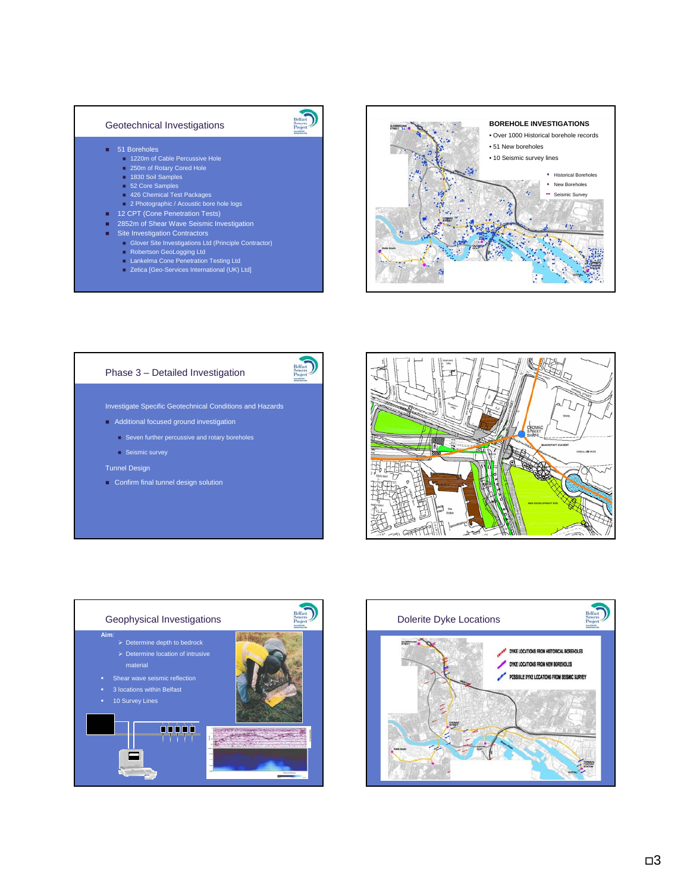## Geotechnical Investigations

- 51 Boreholes
  - 1220m of Cable Percussive Hole
  - 250m of Rotary Cored Hole
  - 1830 Soil Samples
  - 52 Core Samples
  - 426 Chemical Test Packages
  - 2 Photographic / Acoustic bore hole logs
- 12 CPT (Cone Penetration Tests)
- 2852m of Shear Wave Seismic Investigation
- Site Investigation Contractors
  - Glover Site Investigations Ltd (Principle Contractor)
  - Robertson GeoLogging Ltd
  - Lankelma Cone Penetration Testing Ltd
  - Zetica [Geo-Services International (UK) Ltd]

## BOREHOLE INVESTIGATIONS

- Over 1000 Historical borehole records
- 51 New boreholes
- 10 Seismic survey lines

Historical Boreholes
New Boreholes
Seismic Survey

## Phase 3 – Detailed Investigation

Investigate Specific Geotechnical Conditions and Hazards

- Additional focused ground investigation
  - Seven further percussive and rotary boreholes
  - Seismic survey

Tunnel Design

- Confirm final tunnel design solution

CROMAC STREET SHAFT

## Geophysical Investigations

**Aim**:
- Determine depth to bedrock
- Determine location of intrusive material

- Shear wave seismic reflection
- 3 locations within Belfast
- 10 Survey Lines

## Dolerite Dyke Locations

DYKE LOCATIONS FROM HISTORICAL BOREHOLES
DYKE LOCATIONS FROM NEW BOREHOLES
POSSIBLE DYKE LOCATIONS FROM SEISMIC SURVEY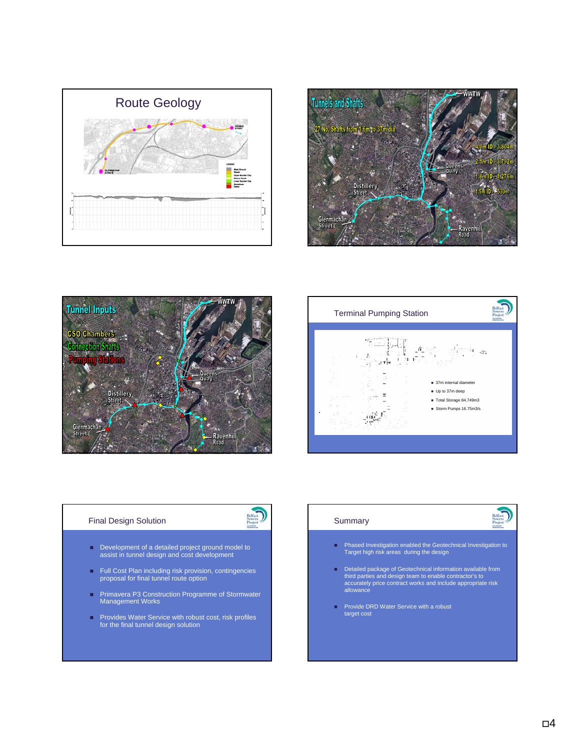## Route Geology

## Tunnels and Shafts

27 No. Shafts from 1.6m to 37m dia

- WWTW
- 4.0m ID - 3,804m
- 2.1m ID - 3,792m
- 1.8m ID - 1,276m
- 1.5m ID - 530m
- Queens Quay
- Distillery Street
- Glenmachan Street
- Ravenhill Road

## Tunnel Inputs

- CSO Chambers
- Connection Shafts
- Pumping Stations

WWTW, Queens Quay, Distillery Street, Glenmachan Street, Ravenhill Road

## Terminal Pumping Station

- 37m internal diameter
- Up to 37m deep
- Total Storage 84,749m3
- Storm Pumps 16.75m3/s

## Final Design Solution

- Development of a detailed project ground model to assist in tunnel design and cost development
- Full Cost Plan including risk provision, contingencies proposal for final tunnel route option
- Primavera P3 Construction Programme of Stormwater Management Works
- Provides Water Service with robust cost, risk profiles for the final tunnel design solution

## Summary

- Phased Investigation enabled the Geotechnical Investigation to Target high risk areas during the design
- Detailed package of Geotechnical information available from third parties and design team to enable contractor's to accurately price contract works and include appropriate risk allowance
- Provide DRD Water Service with a robust target cost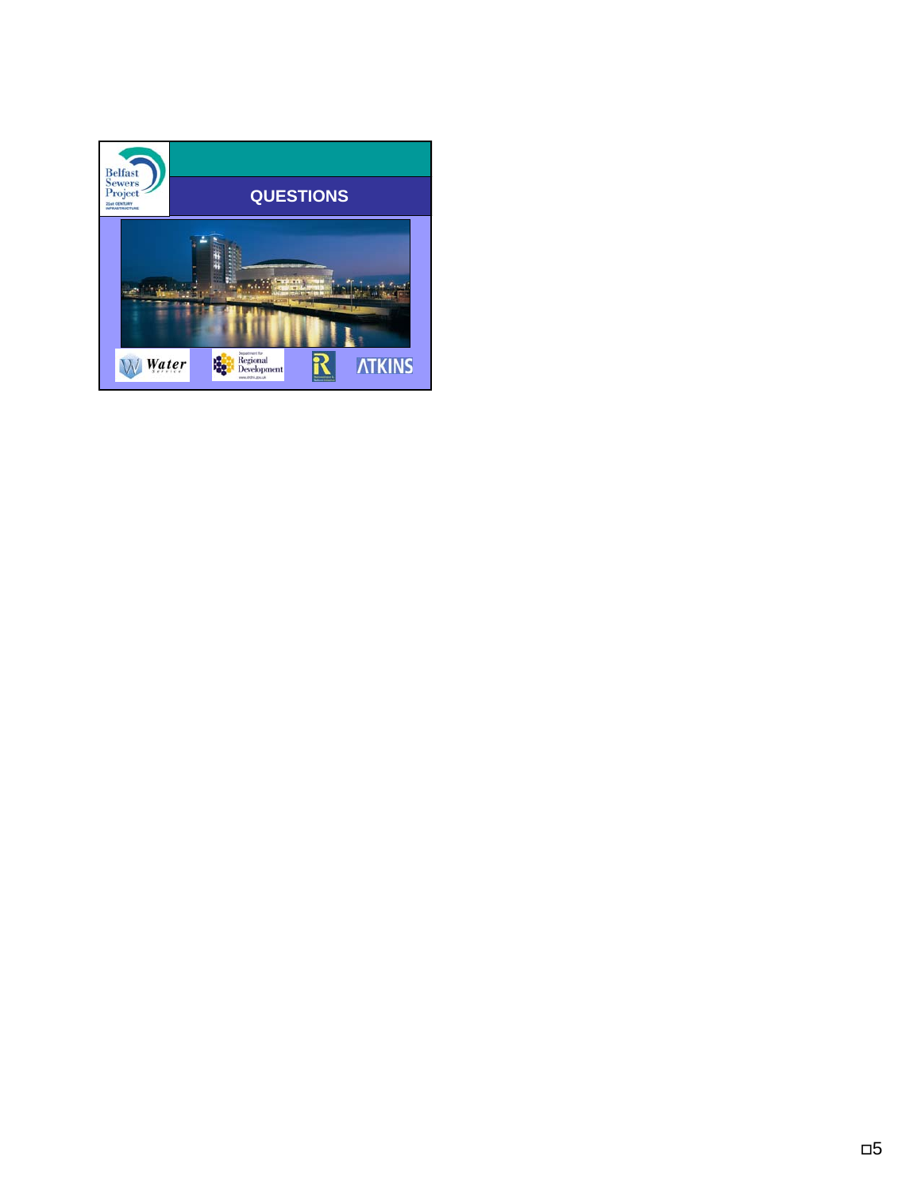Belfast Sewers Project

21st CENTURY INFRASTRUCTURE

## QUESTIONS

Water Service

Department for Regional Development

www.drdni.gov.uk

ATKINS